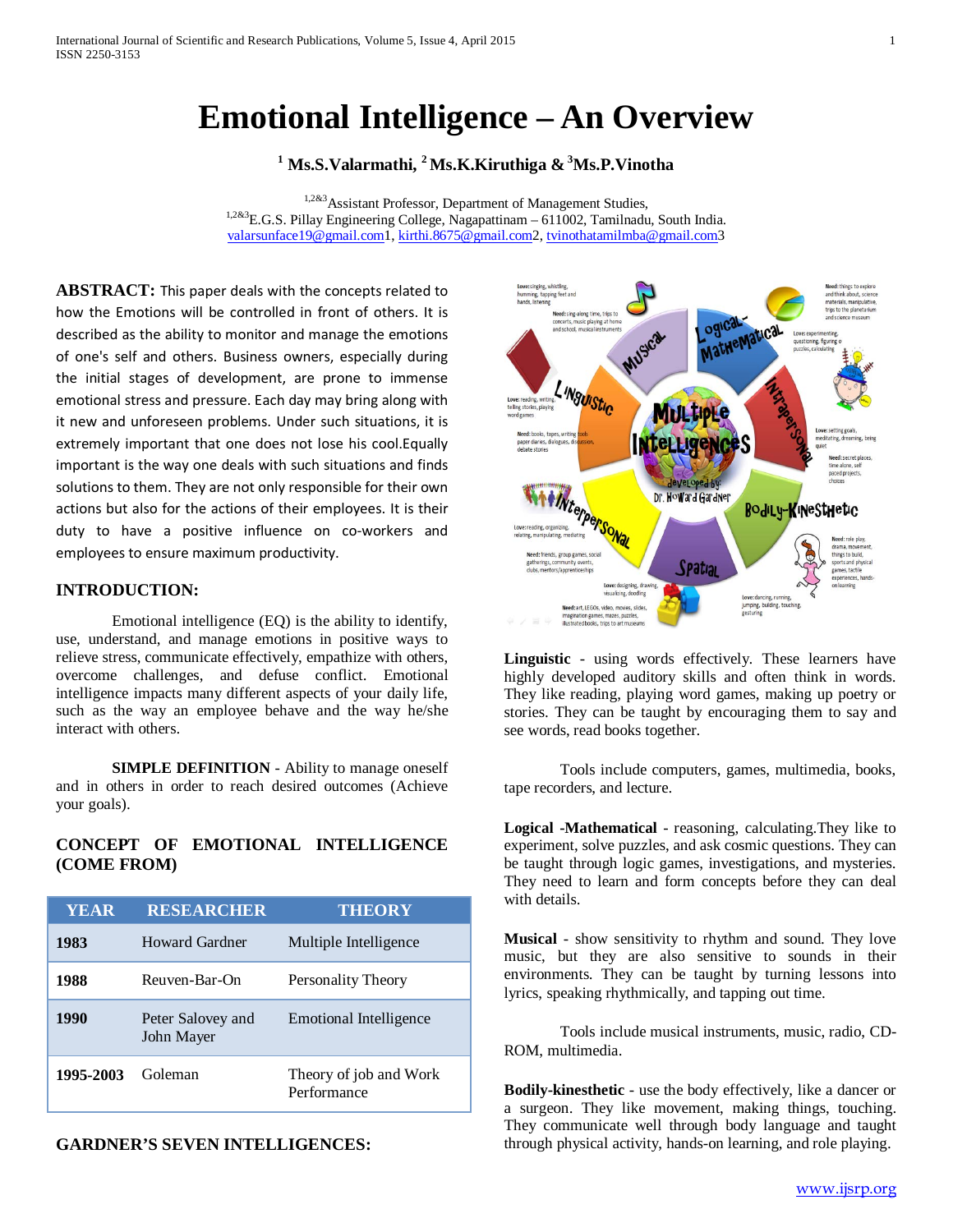# Emotional Intelligence – An Overview

**[1] Ms.S.Valarmathi, [2] Ms.K.Kiruthiga & [3]Ms.P.Vinotha**

[1,2&3]Assistant Professor, Department of Management Studies,
[1,2&3]E.G.S. Pillay Engineering College, Nagapattinam – 611002, Tamilnadu, South India.
valarsunface19@gmail.com1, kirthi.8675@gmail.com2, tvinothatamilmba@gmail.com3

**ABSTRACT:** This paper deals with the concepts related to how the Emotions will be controlled in front of others. It is described as the ability to monitor and manage the emotions of one's self and others. Business owners, especially during the initial stages of development, are prone to immense emotional stress and pressure. Each day may bring along with it new and unforeseen problems. Under such situations, it is extremely important that one does not lose his cool.Equally important is the way one deals with such situations and finds solutions to them. They are not only responsible for their own actions but also for the actions of their employees. It is their duty to have a positive influence on co-workers and employees to ensure maximum productivity.

## INTRODUCTION:

Emotional intelligence (EQ) is the ability to identify, use, understand, and manage emotions in positive ways to relieve stress, communicate effectively, empathize with others, overcome challenges, and defuse conflict. Emotional intelligence impacts many different aspects of your daily life, such as the way an employee behave and the way he/she interact with others.

**SIMPLE DEFINITION** - Ability to manage oneself and in others in order to reach desired outcomes (Achieve your goals).

## CONCEPT OF EMOTIONAL INTELLIGENCE (COME FROM)

| YEAR | RESEARCHER | THEORY |
|---|---|---|
| **1983** | Howard Gardner | Multiple Intelligence |
| **1988** | Reuven-Bar-On | Personality Theory |
| **1990** | Peter Salovey and John Mayer | Emotional Intelligence |
| **1995-2003** | Goleman | Theory of job and Work Performance |

## GARDNER'S SEVEN INTELLIGENCES:

**Linguistic** - using words effectively. These learners have highly developed auditory skills and often think in words. They like reading, playing word games, making up poetry or stories. They can be taught by encouraging them to say and see words, read books together.

Tools include computers, games, multimedia, books, tape recorders, and lecture.

**Logical -Mathematical** - reasoning, calculating.They like to experiment, solve puzzles, and ask cosmic questions. They can be taught through logic games, investigations, and mysteries. They need to learn and form concepts before they can deal with details.

**Musical** - show sensitivity to rhythm and sound. They love music, but they are also sensitive to sounds in their environments. They can be taught by turning lessons into lyrics, speaking rhythmically, and tapping out time.

Tools include musical instruments, music, radio, CD-ROM, multimedia.

**Bodily-kinesthetic** - use the body effectively, like a dancer or a surgeon. They like movement, making things, touching. They communicate well through body language and taught through physical activity, hands-on learning, and role playing.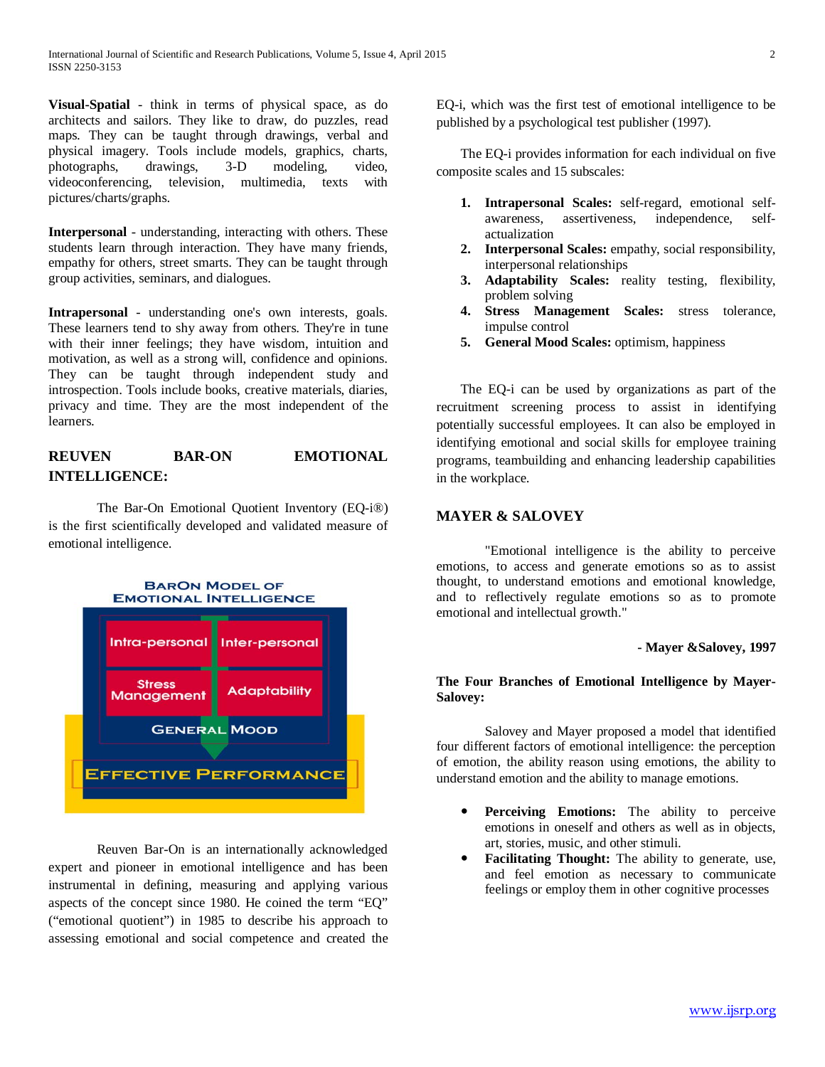**Visual-Spatial** - think in terms of physical space, as do architects and sailors. They like to draw, do puzzles, read maps. They can be taught through drawings, verbal and physical imagery. Tools include models, graphics, charts, photographs, drawings, 3-D modeling, video, videoconferencing, television, multimedia, texts with pictures/charts/graphs.

**Interpersonal** - understanding, interacting with others. These students learn through interaction. They have many friends, empathy for others, street smarts. They can be taught through group activities, seminars, and dialogues.

**Intrapersonal** - understanding one's own interests, goals. These learners tend to shy away from others. They're in tune with their inner feelings; they have wisdom, intuition and motivation, as well as a strong will, confidence and opinions. They can be taught through independent study and introspection. Tools include books, creative materials, diaries, privacy and time. They are the most independent of the learners.

## REUVEN BAR-ON EMOTIONAL INTELLIGENCE:

The Bar-On Emotional Quotient Inventory (EQ-i®) is the first scientifically developed and validated measure of emotional intelligence.

BARON MODEL OF EMOTIONAL INTELLIGENCE

Intra-personal | Inter-personal | Stress Management | Adaptability | General Mood | Effective Performance

Reuven Bar-On is an internationally acknowledged expert and pioneer in emotional intelligence and has been instrumental in defining, measuring and applying various aspects of the concept since 1980. He coined the term "EQ" ("emotional quotient") in 1985 to describe his approach to assessing emotional and social competence and created the EQ-i, which was the first test of emotional intelligence to be published by a psychological test publisher (1997).

The EQ-i provides information for each individual on five composite scales and 15 subscales:

1. **Intrapersonal Scales:** self-regard, emotional self-awareness, assertiveness, independence, self-actualization
2. **Interpersonal Scales:** empathy, social responsibility, interpersonal relationships
3. **Adaptability Scales:** reality testing, flexibility, problem solving
4. **Stress Management Scales:** stress tolerance, impulse control
5. **General Mood Scales:** optimism, happiness

The EQ-i can be used by organizations as part of the recruitment screening process to assist in identifying potentially successful employees. It can also be employed in identifying emotional and social skills for employee training programs, teambuilding and enhancing leadership capabilities in the workplace.

## MAYER & SALOVEY

"Emotional intelligence is the ability to perceive emotions, to access and generate emotions so as to assist thought, to understand emotions and emotional knowledge, and to reflectively regulate emotions so as to promote emotional and intellectual growth."

**- Mayer &Salovey, 1997**

### The Four Branches of Emotional Intelligence by Mayer-Salovey:

Salovey and Mayer proposed a model that identified four different factors of emotional intelligence: the perception of emotion, the ability reason using emotions, the ability to understand emotion and the ability to manage emotions.

- **Perceiving Emotions:** The ability to perceive emotions in oneself and others as well as in objects, art, stories, music, and other stimuli.
- **Facilitating Thought:** The ability to generate, use, and feel emotion as necessary to communicate feelings or employ them in other cognitive processes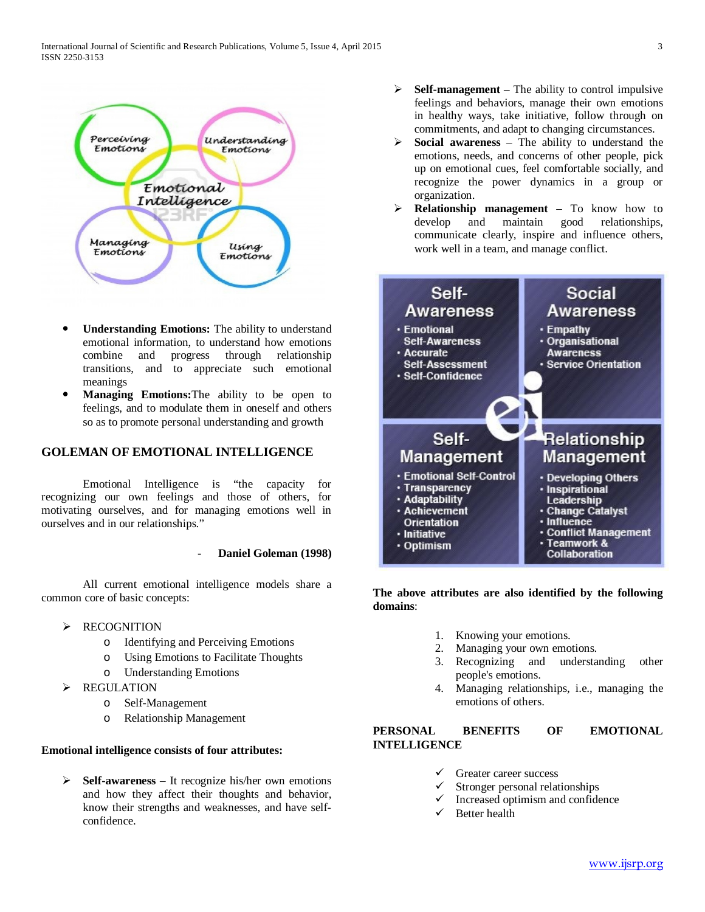- **Understanding Emotions:** The ability to understand emotional information, to understand how emotions combine and progress through relationship transitions, and to appreciate such emotional meanings
- **Managing Emotions:** The ability to be open to feelings, and to modulate them in oneself and others so as to promote personal understanding and growth

## GOLEMAN OF EMOTIONAL INTELLIGENCE

Emotional Intelligence is "the capacity for recognizing our own feelings and those of others, for motivating ourselves, and for managing emotions well in ourselves and in our relationships."

- **Daniel Goleman (1998)**

All current emotional intelligence models share a common core of basic concepts:

- RECOGNITION
  - Identifying and Perceiving Emotions
  - Using Emotions to Facilitate Thoughts
  - Understanding Emotions
- REGULATION
  - Self-Management
  - Relationship Management

**Emotional intelligence consists of four attributes:**

- **Self-awareness** – It recognize his/her own emotions and how they affect their thoughts and behavior, know their strengths and weaknesses, and have self-confidence.
- **Self-management** – The ability to control impulsive feelings and behaviors, manage their own emotions in healthy ways, take initiative, follow through on commitments, and adapt to changing circumstances.
- **Social awareness** – The ability to understand the emotions, needs, and concerns of other people, pick up on emotional cues, feel comfortable socially, and recognize the power dynamics in a group or organization.
- **Relationship management** – To know how to develop and maintain good relationships, communicate clearly, inspire and influence others, work well in a team, and manage conflict.

**The above attributes are also identified by the following domains**:

1. Knowing your emotions.
2. Managing your own emotions.
3. Recognizing and understanding other people's emotions.
4. Managing relationships, i.e., managing the emotions of others.

## PERSONAL BENEFITS OF EMOTIONAL INTELLIGENCE

- ✓ Greater career success
- ✓ Stronger personal relationships
- ✓ Increased optimism and confidence
- ✓ Better health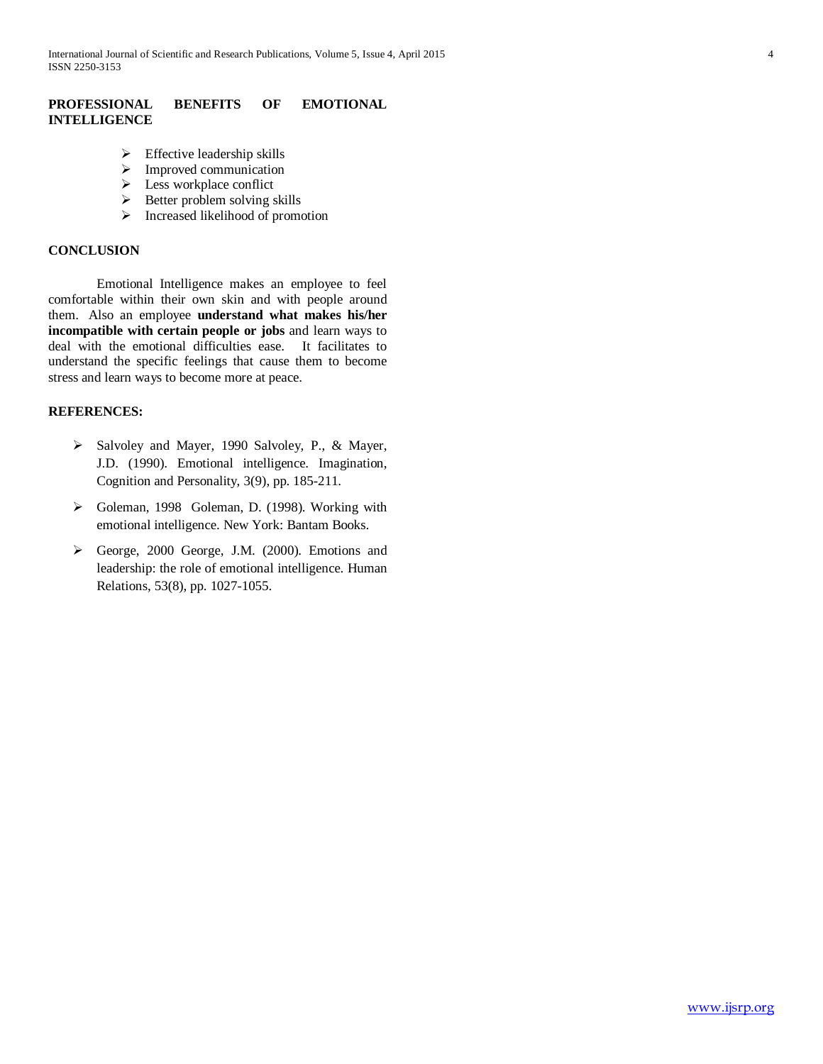## PROFESSIONAL BENEFITS OF EMOTIONAL INTELLIGENCE

- Effective leadership skills
- Improved communication
- Less workplace conflict
- Better problem solving skills
- Increased likelihood of promotion

## CONCLUSION

Emotional Intelligence makes an employee to feel comfortable within their own skin and with people around them. Also an employee **understand what makes his/her incompatible with certain people or jobs** and learn ways to deal with the emotional difficulties ease. It facilitates to understand the specific feelings that cause them to become stress and learn ways to become more at peace.

## REFERENCES:

- Salvoley and Mayer, 1990 Salvoley, P., & Mayer, J.D. (1990). Emotional intelligence. Imagination, Cognition and Personality, 3(9), pp. 185-211.
- Goleman, 1998 Goleman, D. (1998). Working with emotional intelligence. New York: Bantam Books.
- George, 2000 George, J.M. (2000). Emotions and leadership: the role of emotional intelligence. Human Relations, 53(8), pp. 1027-1055.